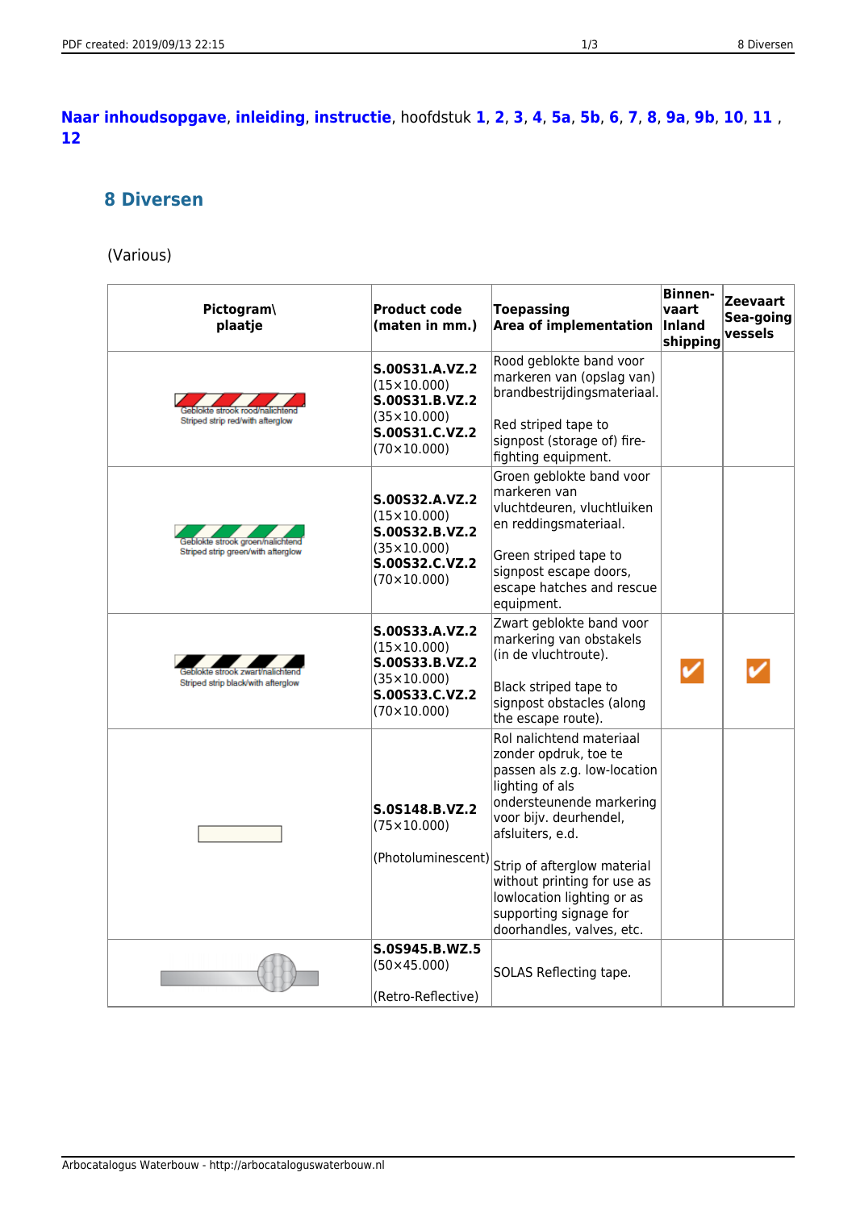**Naar inhoudsopgave**, **inleiding**, **instructie**, hoofdstuk **1**, **2**, **3**, **4**, **5a**, **5b**, **6**, **7**, **8**, **9a**, **9b**, **10**, **11** , **12**

## 8 Diversen

(Various)

| Pictogram\ plaatje | Product code (maten in mm.) | Toepassing Area of implementation | Binnen-vaart Inland shipping | Zeevaart Sea-going vessels |
|---|---|---|---|---|
| Geblokte strook rood/nalichtend Striped strip red/with afterglow | **S.00S31.A.VZ.2** (15×10.000) **S.00S31.B.VZ.2** (35×10.000) **S.00S31.C.VZ.2** (70×10.000) | Rood geblokte band voor markeren van (opslag van) brandbestrijdingsmateriaal. Red striped tape to signpost (storage of) fire-fighting equipment. | | |
| Geblokte strook groen/nalichtend Striped strip green/with afterglow | **S.00S32.A.VZ.2** (15×10.000) **S.00S32.B.VZ.2** (35×10.000) **S.00S32.C.VZ.2** (70×10.000) | Groen geblokte band voor markeren van vluchtdeuren, vluchtluiken en reddingsmateriaal. Green striped tape to signpost escape doors, escape hatches and rescue equipment. | | |
| Geblokte strook zwart/nalichtend Striped strip black/with afterglow | **S.00S33.A.VZ.2** (15×10.000) **S.00S33.B.VZ.2** (35×10.000) **S.00S33.C.VZ.2** (70×10.000) | Zwart geblokte band voor markering van obstakels (in de vluchtroute). Black striped tape to signpost obstacles (along the escape route). | ✔ | ✔ |
| | **S.0S148.B.VZ.2** (75×10.000) (Photoluminescent) | Rol nalichtend materiaal zonder opdruk, toe te passen als z.g. low-location lighting of als ondersteunende markering voor bijv. deurhendel, afsluiters, e.d. Strip of afterglow material without printing for use as lowlocation lighting or as supporting signage for doorhandles, valves, etc. | | |
| | **S.0S945.B.WZ.5** (50×45.000) (Retro-Reflective) | SOLAS Reflecting tape. | | |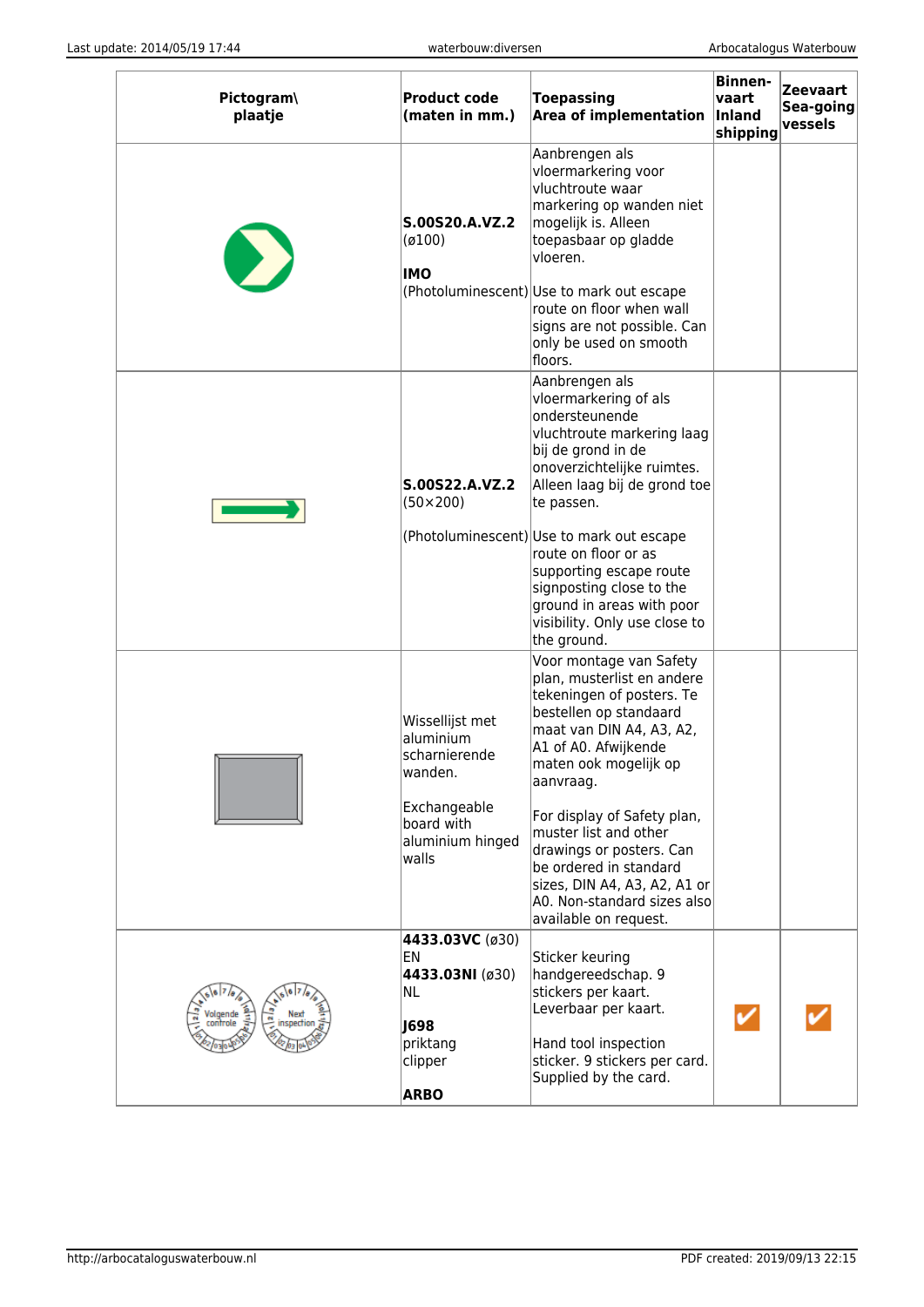| Pictogram\ plaatje | Product code (maten in mm.) | Toepassing Area of implementation | Binnen-vaart Inland shipping | Zeevaart Sea-going vessels |
|---|---|---|---|---|
| | **S.00S20.A.VZ.2** (ø100)<br><br>**IMO** (Photoluminescent) | Aanbrengen als vloermarkering voor vluchtroute waar markering op wanden niet mogelijk is. Alleen toepasbaar op gladde vloeren.<br><br>Use to mark out escape route on floor when wall signs are not possible. Can only be used on smooth floors. | | |
| | **S.00S22.A.VZ.2** (50×200)<br><br>(Photoluminescent) | Aanbrengen als vloermarkering of als ondersteunende vluchtroute markering laag bij de grond in de onoverzichtelijke ruimtes. Alleen laag bij de grond toe te passen.<br><br>Use to mark out escape route on floor or as supporting escape route signposting close to the ground in areas with poor visibility. Only use close to the ground. | | |
| | Wissellijst met aluminium scharnierende wanden.<br><br>Exchangeable board with aluminium hinged walls | Voor montage van Safety plan, musterlist en andere tekeningen of posters. Te bestellen op standaard maat van DIN A4, A3, A2, A1 of A0. Afwijkende maten ook mogelijk op aanvraag.<br><br>For display of Safety plan, muster list and other drawings or posters. Can be ordered in standard sizes, DIN A4, A3, A2, A1 or A0. Non-standard sizes also available on request. | | |
| | **4433.03VC** (ø30) EN<br>**4433.03NI** (ø30) NL<br><br>**J698** priktang clipper<br><br>**ARBO** | Sticker keuring handgereedschap. 9 stickers per kaart. Leverbaar per kaart.<br><br>Hand tool inspection sticker. 9 stickers per card. Supplied by the card. | ✔ | ✔ |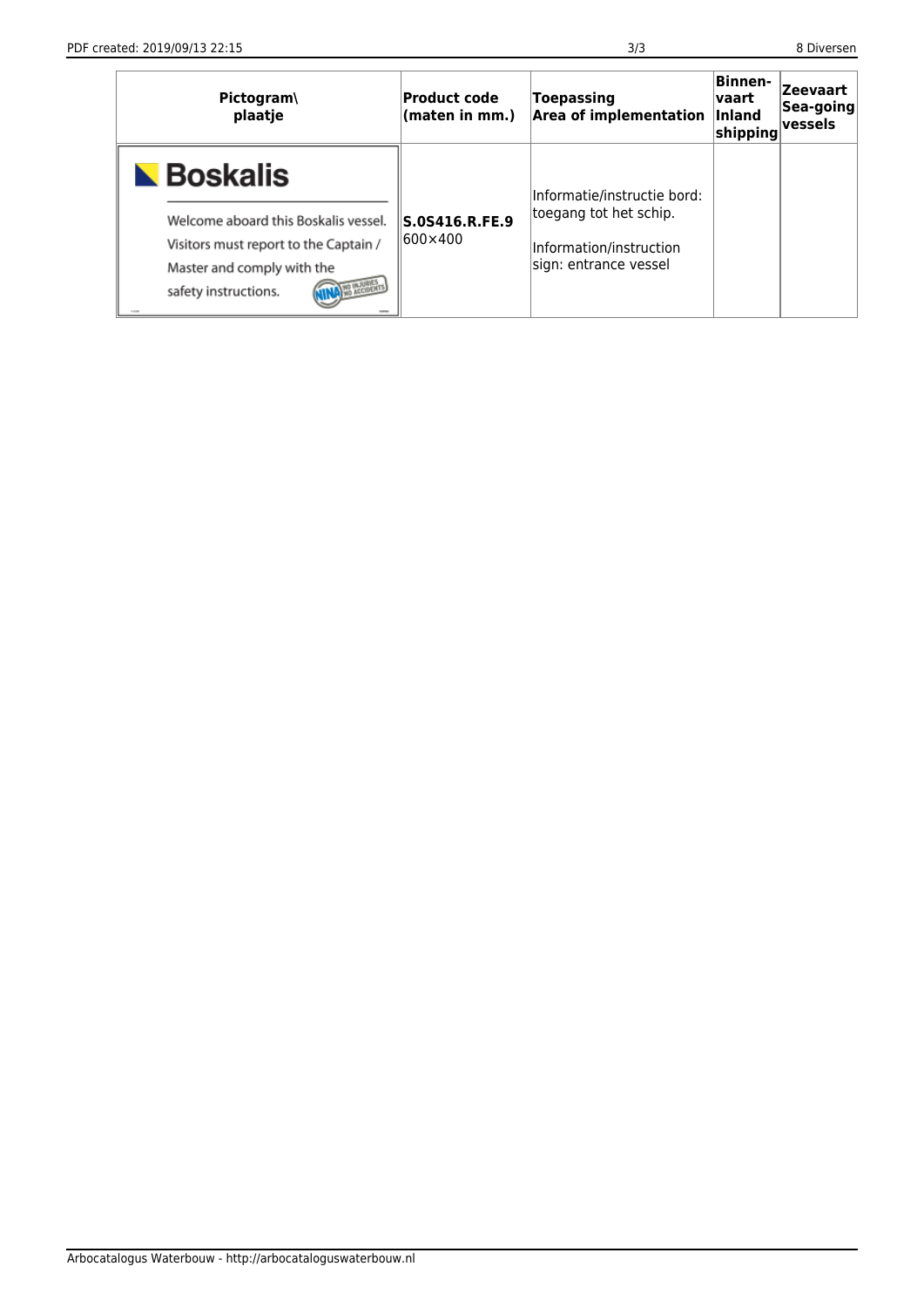| Pictogram\ plaatje | Product code (maten in mm.) | Toepassing Area of implementation | Binnen-vaart Inland shipping | Zeevaart Sea-going vessels |
|---|---|---|---|---|
| Boskalis Welcome aboard this Boskalis vessel. Visitors must report to the Captain / Master and comply with the safety instructions. NINA NO INJURIES NO ACCIDENTS | **S.0S416.R.FE.9** 600×400 | Informatie/instructie bord: toegang tot het schip. Information/instruction sign: entrance vessel | | |